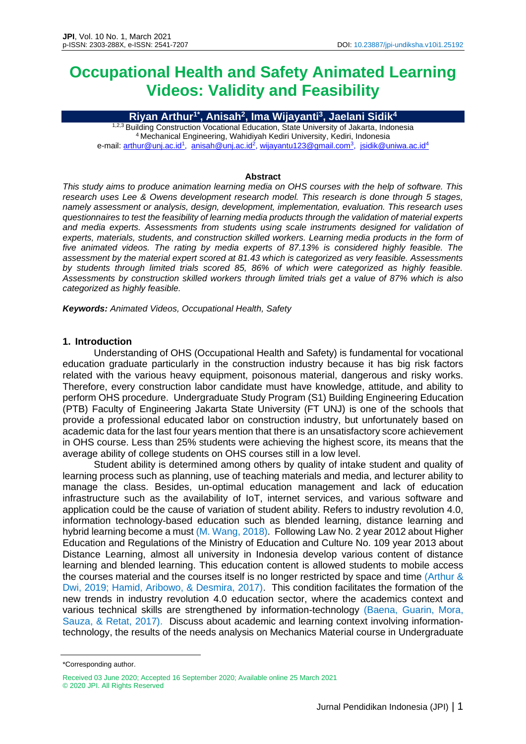# Occupational Health and Safety Animated Learning Videos: Validity and Feasibility

**Riyan Arthur[1*], Anisah[2], Ima Wijayanti[3], Jaelani Sidik[4]**

[1,2,3] Building Construction Vocational Education, State University of Jakarta, Indonesia
[4] Mechanical Engineering, Wahidiyah Kediri University, Kediri, Indonesia
e-mail: arthur@unj.ac.id[1], anisah@unj.ac.id[2], wijayantu123@gmail.com[3], jsidik@uniwa.ac.id[4]

**Abstract**

*This study aims to produce animation learning media on OHS courses with the help of software. This research uses Lee & Owens development research model. This research is done through 5 stages, namely assessment or analysis, design, development, implementation, evaluation. This research uses questionnaires to test the feasibility of learning media products through the validation of material experts and media experts. Assessments from students using scale instruments designed for validation of experts, materials, students, and construction skilled workers. Learning media products in the form of five animated videos. The rating by media experts of 87.13% is considered highly feasible. The assessment by the material expert scored at 81.43 which is categorized as very feasible. Assessments by students through limited trials scored 85, 86% of which were categorized as highly feasible. Assessments by construction skilled workers through limited trials get a value of 87% which is also categorized as highly feasible.*

***Keywords:*** *Animated Videos, Occupational Health, Safety*

## 1. Introduction

Understanding of OHS (Occupational Health and Safety) is fundamental for vocational education graduate particularly in the construction industry because it has big risk factors related with the various heavy equipment, poisonous material, dangerous and risky works. Therefore, every construction labor candidate must have knowledge, attitude, and ability to perform OHS procedure. Undergraduate Study Program (S1) Building Engineering Education (PTB) Faculty of Engineering Jakarta State University (FT UNJ) is one of the schools that provide a professional educated labor on construction industry, but unfortunately based on academic data for the last four years mention that there is an unsatisfactory score achievement in OHS course. Less than 25% students were achieving the highest score, its means that the average ability of college students on OHS courses still in a low level.

Student ability is determined among others by quality of intake student and quality of learning process such as planning, use of teaching materials and media, and lecturer ability to manage the class. Besides, un-optimal education management and lack of education infrastructure such as the availability of IoT, internet services, and various software and application could be the cause of variation of student ability. Refers to industry revolution 4.0, information technology-based education such as blended learning, distance learning and hybrid learning become a must (M. Wang, 2018). Following Law No. 2 year 2012 about Higher Education and Regulations of the Ministry of Education and Culture No. 109 year 2013 about Distance Learning, almost all university in Indonesia develop various content of distance learning and blended learning. This education content is allowed students to mobile access the courses material and the courses itself is no longer restricted by space and time (Arthur & Dwi, 2019; Hamid, Aribowo, & Desmira, 2017). This condition facilitates the formation of the new trends in industry revolution 4.0 education sector, where the academics context and various technical skills are strengthened by information-technology (Baena, Guarin, Mora, Sauza, & Retat, 2017). Discuss about academic and learning context involving information-technology, the results of the needs analysis on Mechanics Material course in Undergraduate

*Corresponding author.

Received 03 June 2020; Accepted 16 September 2020; Available online 25 March 2021
© 2020 JPI. All Rights Reserved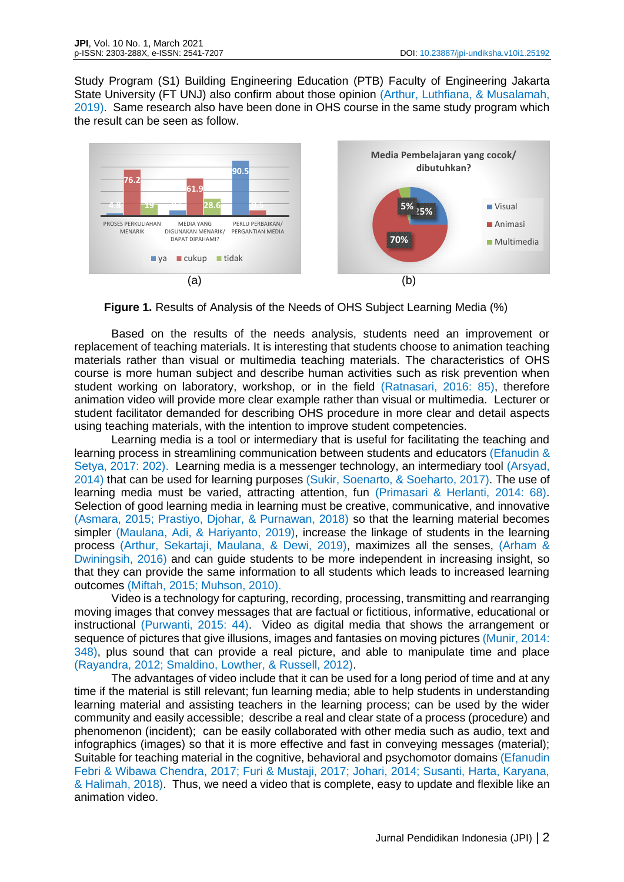Study Program (S1) Building Engineering Education (PTB) Faculty of Engineering Jakarta State University (FT UNJ) also confirm about those opinion (Arthur, Luthfiana, & Musalamah, 2019). Same research also have been done in OHS course in the same study program which the result can be seen as follow.

(a) (b)

**Figure 1.** Results of Analysis of the Needs of OHS Subject Learning Media (%)

Based on the results of the needs analysis, students need an improvement or replacement of teaching materials. It is interesting that students choose to animation teaching materials rather than visual or multimedia teaching materials. The characteristics of OHS course is more human subject and describe human activities such as risk prevention when student working on laboratory, workshop, or in the field (Ratnasari, 2016: 85), therefore animation video will provide more clear example rather than visual or multimedia. Lecturer or student facilitator demanded for describing OHS procedure in more clear and detail aspects using teaching materials, with the intention to improve student competencies.

Learning media is a tool or intermediary that is useful for facilitating the teaching and learning process in streamlining communication between students and educators (Efanudin & Setya, 2017: 202). Learning media is a messenger technology, an intermediary tool (Arsyad, 2014) that can be used for learning purposes (Sukir, Soenarto, & Soeharto, 2017). The use of learning media must be varied, attracting attention, fun (Primasari & Herlanti, 2014: 68). Selection of good learning media in learning must be creative, communicative, and innovative (Asmara, 2015; Prastiyo, Djohar, & Purnawan, 2018) so that the learning material becomes simpler (Maulana, Adi, & Hariyanto, 2019), increase the linkage of students in the learning process (Arthur, Sekartaji, Maulana, & Dewi, 2019), maximizes all the senses, (Arham & Dwiningsih, 2016) and can guide students to be more independent in increasing insight, so that they can provide the same information to all students which leads to increased learning outcomes (Miftah, 2015; Muhson, 2010).

Video is a technology for capturing, recording, processing, transmitting and rearranging moving images that convey messages that are factual or fictitious, informative, educational or instructional (Purwanti, 2015: 44). Video as digital media that shows the arrangement or sequence of pictures that give illusions, images and fantasies on moving pictures (Munir, 2014: 348), plus sound that can provide a real picture, and able to manipulate time and place (Rayandra, 2012; Smaldino, Lowther, & Russell, 2012).

The advantages of video include that it can be used for a long period of time and at any time if the material is still relevant; fun learning media; able to help students in understanding learning material and assisting teachers in the learning process; can be used by the wider community and easily accessible; describe a real and clear state of a process (procedure) and phenomenon (incident); can be easily collaborated with other media such as audio, text and infographics (images) so that it is more effective and fast in conveying messages (material); Suitable for teaching material in the cognitive, behavioral and psychomotor domains (Efanudin Febri & Wibawa Chendra, 2017; Furi & Mustaji, 2017; Johari, 2014; Susanti, Harta, Karyana, & Halimah, 2018). Thus, we need a video that is complete, easy to update and flexible like an animation video.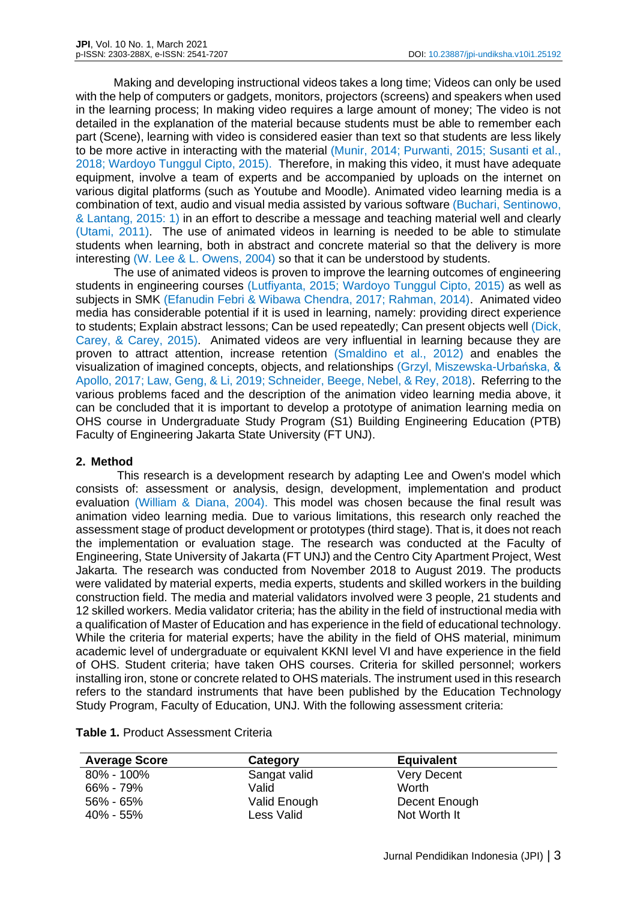Making and developing instructional videos takes a long time; Videos can only be used with the help of computers or gadgets, monitors, projectors (screens) and speakers when used in the learning process; In making video requires a large amount of money; The video is not detailed in the explanation of the material because students must be able to remember each part (Scene), learning with video is considered easier than text so that students are less likely to be more active in interacting with the material (Munir, 2014; Purwanti, 2015; Susanti et al., 2018; Wardoyo Tunggul Cipto, 2015). Therefore, in making this video, it must have adequate equipment, involve a team of experts and be accompanied by uploads on the internet on various digital platforms (such as Youtube and Moodle). Animated video learning media is a combination of text, audio and visual media assisted by various software (Buchari, Sentinowo, & Lantang, 2015: 1) in an effort to describe a message and teaching material well and clearly (Utami, 2011). The use of animated videos in learning is needed to be able to stimulate students when learning, both in abstract and concrete material so that the delivery is more interesting (W. Lee & L. Owens, 2004) so that it can be understood by students.

The use of animated videos is proven to improve the learning outcomes of engineering students in engineering courses (Lutfiyanta, 2015; Wardoyo Tunggul Cipto, 2015) as well as subjects in SMK (Efanudin Febri & Wibawa Chendra, 2017; Rahman, 2014). Animated video media has considerable potential if it is used in learning, namely: providing direct experience to students; Explain abstract lessons; Can be used repeatedly; Can present objects well (Dick, Carey, & Carey, 2015). Animated videos are very influential in learning because they are proven to attract attention, increase retention (Smaldino et al., 2012) and enables the visualization of imagined concepts, objects, and relationships (Grzyl, Miszewska-Urbańska, & Apollo, 2017; Law, Geng, & Li, 2019; Schneider, Beege, Nebel, & Rey, 2018). Referring to the various problems faced and the description of the animation video learning media above, it can be concluded that it is important to develop a prototype of animation learning media on OHS course in Undergraduate Study Program (S1) Building Engineering Education (PTB) Faculty of Engineering Jakarta State University (FT UNJ).

## 2. Method

This research is a development research by adapting Lee and Owen's model which consists of: assessment or analysis, design, development, implementation and product evaluation (William & Diana, 2004). This model was chosen because the final result was animation video learning media. Due to various limitations, this research only reached the assessment stage of product development or prototypes (third stage). That is, it does not reach the implementation or evaluation stage. The research was conducted at the Faculty of Engineering, State University of Jakarta (FT UNJ) and the Centro City Apartment Project, West Jakarta. The research was conducted from November 2018 to August 2019. The products were validated by material experts, media experts, students and skilled workers in the building construction field. The media and material validators involved were 3 people, 21 students and 12 skilled workers. Media validator criteria; has the ability in the field of instructional media with a qualification of Master of Education and has experience in the field of educational technology. While the criteria for material experts; have the ability in the field of OHS material, minimum academic level of undergraduate or equivalent KKNI level VI and have experience in the field of OHS. Student criteria; have taken OHS courses. Criteria for skilled personnel; workers installing iron, stone or concrete related to OHS materials. The instrument used in this research refers to the standard instruments that have been published by the Education Technology Study Program, Faculty of Education, UNJ. With the following assessment criteria:

**Table 1.** Product Assessment Criteria

| Average Score | Category | Equivalent |
|---|---|---|
| 80% - 100% | Sangat valid | Very Decent |
| 66% - 79% | Valid | Worth |
| 56% - 65% | Valid Enough | Decent Enough |
| 40% - 55% | Less Valid | Not Worth It |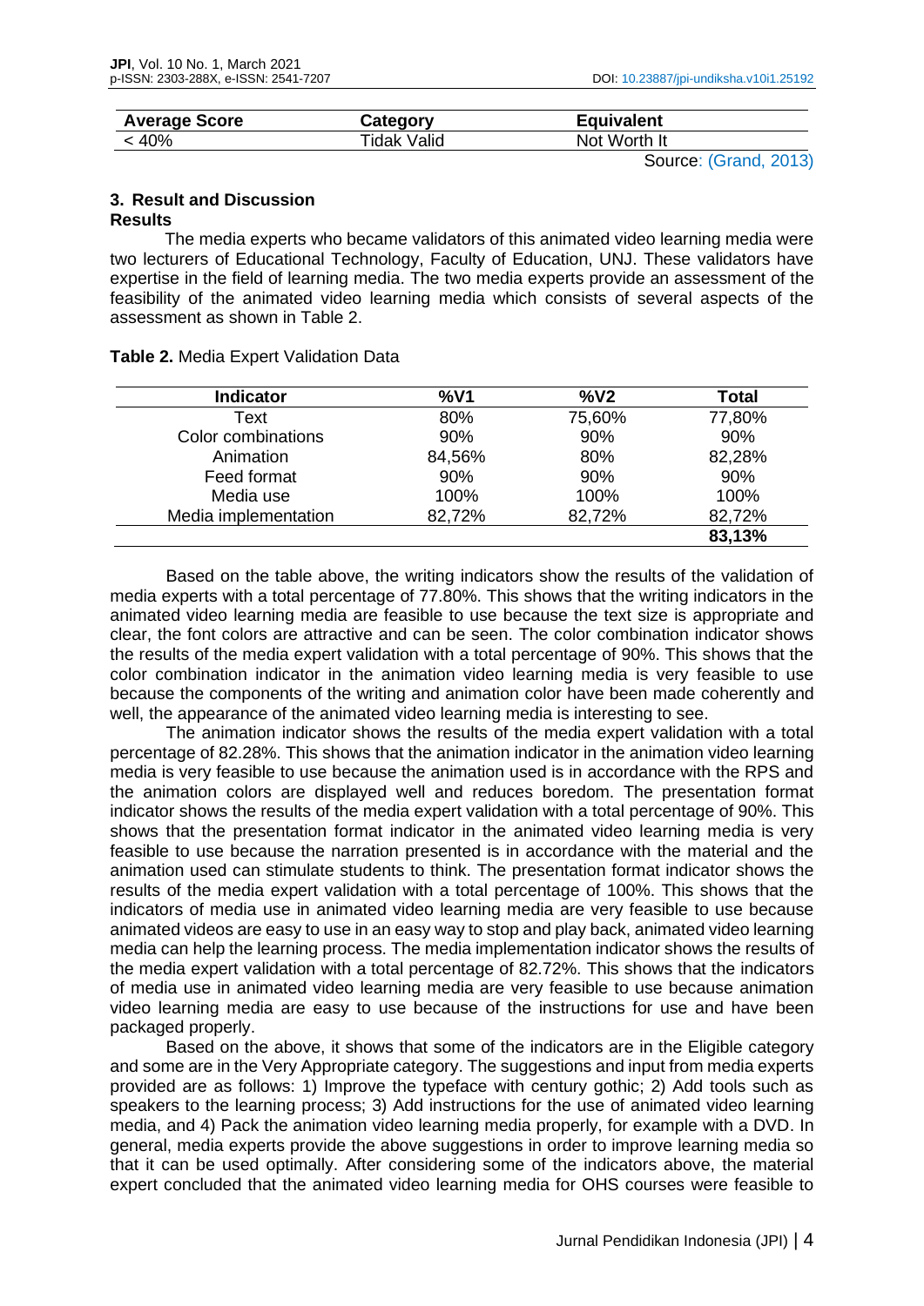| Average Score | Category | Equivalent |
|---|---|---|
| < 40% | Tidak Valid | Not Worth It |

Source: (Grand, 2013)

## 3. Result and Discussion

### Results

The media experts who became validators of this animated video learning media were two lecturers of Educational Technology, Faculty of Education, UNJ. These validators have expertise in the field of learning media. The two media experts provide an assessment of the feasibility of the animated video learning media which consists of several aspects of the assessment as shown in Table 2.

**Table 2.** Media Expert Validation Data

| Indicator | %V1 | %V2 | Total |
|---|---|---|---|
| Text | 80% | 75,60% | 77,80% |
| Color combinations | 90% | 90% | 90% |
| Animation | 84,56% | 80% | 82,28% |
| Feed format | 90% | 90% | 90% |
| Media use | 100% | 100% | 100% |
| Media implementation | 82,72% | 82,72% | 82,72% |
| | | | **83,13%** |

Based on the table above, the writing indicators show the results of the validation of media experts with a total percentage of 77.80%. This shows that the writing indicators in the animated video learning media are feasible to use because the text size is appropriate and clear, the font colors are attractive and can be seen. The color combination indicator shows the results of the media expert validation with a total percentage of 90%. This shows that the color combination indicator in the animation video learning media is very feasible to use because the components of the writing and animation color have been made coherently and well, the appearance of the animated video learning media is interesting to see.

The animation indicator shows the results of the media expert validation with a total percentage of 82.28%. This shows that the animation indicator in the animation video learning media is very feasible to use because the animation used is in accordance with the RPS and the animation colors are displayed well and reduces boredom. The presentation format indicator shows the results of the media expert validation with a total percentage of 90%. This shows that the presentation format indicator in the animated video learning media is very feasible to use because the narration presented is in accordance with the material and the animation used can stimulate students to think. The presentation format indicator shows the results of the media expert validation with a total percentage of 100%. This shows that the indicators of media use in animated video learning media are very feasible to use because animated videos are easy to use in an easy way to stop and play back, animated video learning media can help the learning process. The media implementation indicator shows the results of the media expert validation with a total percentage of 82.72%. This shows that the indicators of media use in animated video learning media are very feasible to use because animation video learning media are easy to use because of the instructions for use and have been packaged properly.

Based on the above, it shows that some of the indicators are in the Eligible category and some are in the Very Appropriate category. The suggestions and input from media experts provided are as follows: 1) Improve the typeface with century gothic; 2) Add tools such as speakers to the learning process; 3) Add instructions for the use of animated video learning media, and 4) Pack the animation video learning media properly, for example with a DVD. In general, media experts provide the above suggestions in order to improve learning media so that it can be used optimally. After considering some of the indicators above, the material expert concluded that the animated video learning media for OHS courses were feasible to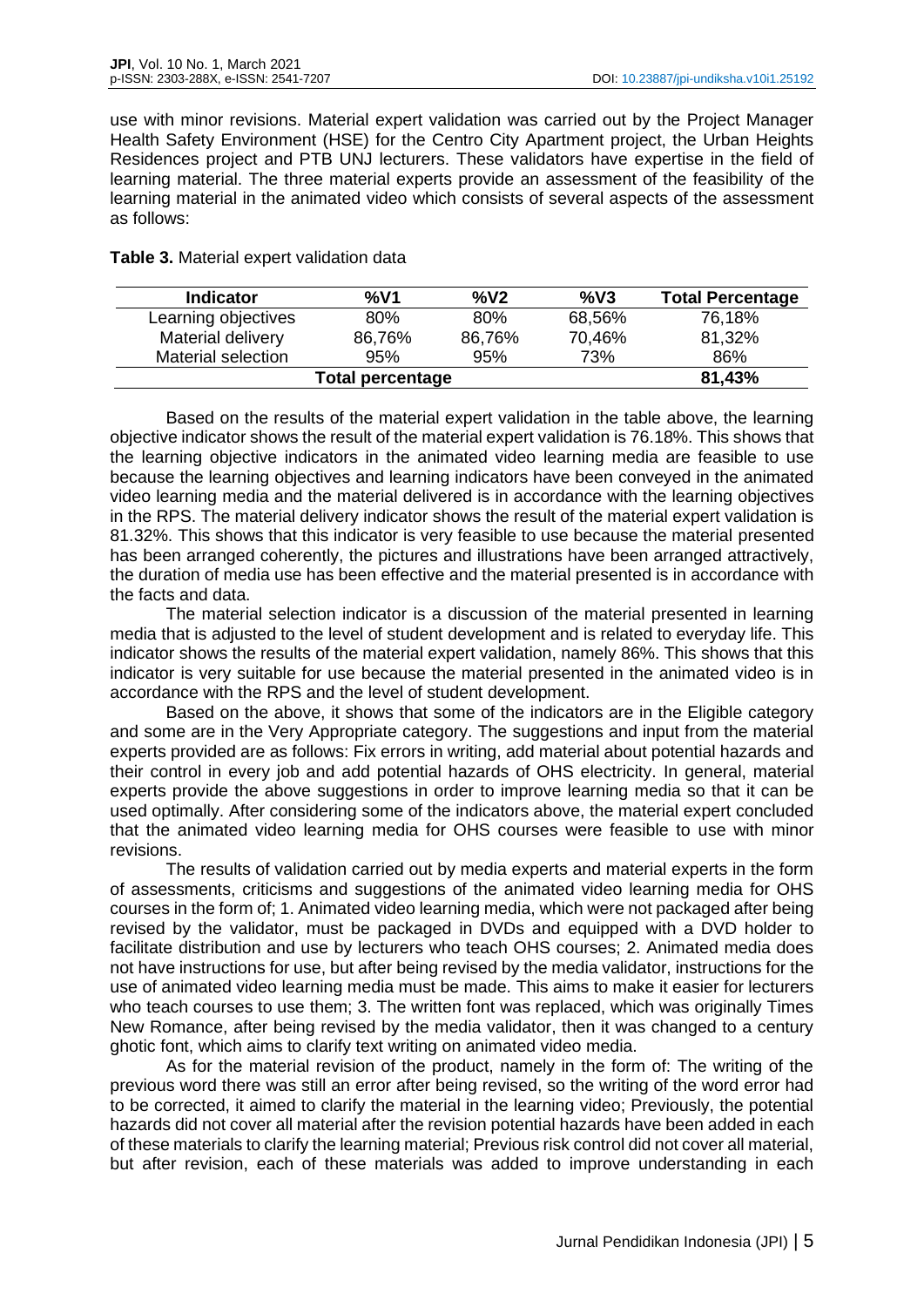use with minor revisions. Material expert validation was carried out by the Project Manager Health Safety Environment (HSE) for the Centro City Apartment project, the Urban Heights Residences project and PTB UNJ lecturers. These validators have expertise in the field of learning material. The three material experts provide an assessment of the feasibility of the learning material in the animated video which consists of several aspects of the assessment as follows:

**Table 3.** Material expert validation data

| Indicator | %V1 | %V2 | %V3 | Total Percentage |
|---|---|---|---|---|
| Learning objectives | 80% | 80% | 68,56% | 76,18% |
| Material delivery | 86,76% | 86,76% | 70,46% | 81,32% |
| Material selection | 95% | 95% | 73% | 86% |
| **Total percentage** | | | | **81,43%** |

Based on the results of the material expert validation in the table above, the learning objective indicator shows the result of the material expert validation is 76.18%. This shows that the learning objective indicators in the animated video learning media are feasible to use because the learning objectives and learning indicators have been conveyed in the animated video learning media and the material delivered is in accordance with the learning objectives in the RPS. The material delivery indicator shows the result of the material expert validation is 81.32%. This shows that this indicator is very feasible to use because the material presented has been arranged coherently, the pictures and illustrations have been arranged attractively, the duration of media use has been effective and the material presented is in accordance with the facts and data.

The material selection indicator is a discussion of the material presented in learning media that is adjusted to the level of student development and is related to everyday life. This indicator shows the results of the material expert validation, namely 86%. This shows that this indicator is very suitable for use because the material presented in the animated video is in accordance with the RPS and the level of student development.

Based on the above, it shows that some of the indicators are in the Eligible category and some are in the Very Appropriate category. The suggestions and input from the material experts provided are as follows: Fix errors in writing, add material about potential hazards and their control in every job and add potential hazards of OHS electricity. In general, material experts provide the above suggestions in order to improve learning media so that it can be used optimally. After considering some of the indicators above, the material expert concluded that the animated video learning media for OHS courses were feasible to use with minor revisions.

The results of validation carried out by media experts and material experts in the form of assessments, criticisms and suggestions of the animated video learning media for OHS courses in the form of; 1. Animated video learning media, which were not packaged after being revised by the validator, must be packaged in DVDs and equipped with a DVD holder to facilitate distribution and use by lecturers who teach OHS courses; 2. Animated media does not have instructions for use, but after being revised by the media validator, instructions for the use of animated video learning media must be made. This aims to make it easier for lecturers who teach courses to use them; 3. The written font was replaced, which was originally Times New Romance, after being revised by the media validator, then it was changed to a century ghotic font, which aims to clarify text writing on animated video media.

As for the material revision of the product, namely in the form of: The writing of the previous word there was still an error after being revised, so the writing of the word error had to be corrected, it aimed to clarify the material in the learning video; Previously, the potential hazards did not cover all material after the revision potential hazards have been added in each of these materials to clarify the learning material; Previous risk control did not cover all material, but after revision, each of these materials was added to improve understanding in each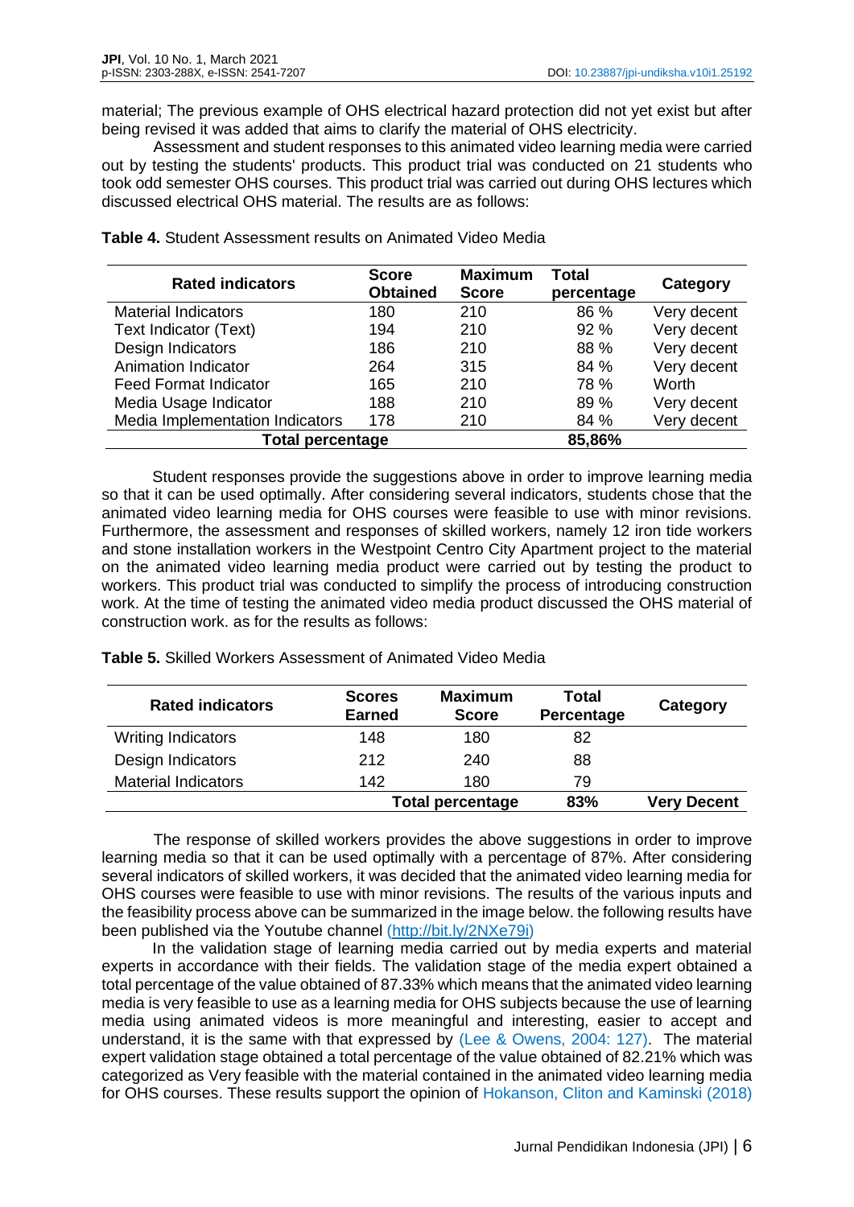material; The previous example of OHS electrical hazard protection did not yet exist but after being revised it was added that aims to clarify the material of OHS electricity.

Assessment and student responses to this animated video learning media were carried out by testing the students' products. This product trial was conducted on 21 students who took odd semester OHS courses. This product trial was carried out during OHS lectures which discussed electrical OHS material. The results are as follows:

**Table 4.** Student Assessment results on Animated Video Media

| Rated indicators | Score Obtained | Maximum Score | Total percentage | Category |
|---|---|---|---|---|
| Material Indicators | 180 | 210 | 86 % | Very decent |
| Text Indicator (Text) | 194 | 210 | 92 % | Very decent |
| Design Indicators | 186 | 210 | 88 % | Very decent |
| Animation Indicator | 264 | 315 | 84 % | Very decent |
| Feed Format Indicator | 165 | 210 | 78 % | Worth |
| Media Usage Indicator | 188 | 210 | 89 % | Very decent |
| Media Implementation Indicators | 178 | 210 | 84 % | Very decent |
| **Total percentage** | | | **85,86%** | |

Student responses provide the suggestions above in order to improve learning media so that it can be used optimally. After considering several indicators, students chose that the animated video learning media for OHS courses were feasible to use with minor revisions. Furthermore, the assessment and responses of skilled workers, namely 12 iron tide workers and stone installation workers in the Westpoint Centro City Apartment project to the material on the animated video learning media product were carried out by testing the product to workers. This product trial was conducted to simplify the process of introducing construction work. At the time of testing the animated video media product discussed the OHS material of construction work. as for the results as follows:

**Table 5.** Skilled Workers Assessment of Animated Video Media

| Rated indicators | Scores Earned | Maximum Score | Total Percentage | Category |
|---|---|---|---|---|
| Writing Indicators | 148 | 180 | 82 | |
| Design Indicators | 212 | 240 | 88 | |
| Material Indicators | 142 | 180 | 79 | |
| | **Total percentage** | | **83%** | **Very Decent** |

The response of skilled workers provides the above suggestions in order to improve learning media so that it can be used optimally with a percentage of 87%. After considering several indicators of skilled workers, it was decided that the animated video learning media for OHS courses were feasible to use with minor revisions. The results of the various inputs and the feasibility process above can be summarized in the image below. the following results have been published via the Youtube channel (http://bit.ly/2NXe79i)

In the validation stage of learning media carried out by media experts and material experts in accordance with their fields. The validation stage of the media expert obtained a total percentage of the value obtained of 87.33% which means that the animated video learning media is very feasible to use as a learning media for OHS subjects because the use of learning media using animated videos is more meaningful and interesting, easier to accept and understand, it is the same with that expressed by (Lee & Owens, 2004: 127). The material expert validation stage obtained a total percentage of the value obtained of 82.21% which was categorized as Very feasible with the material contained in the animated video learning media for OHS courses. These results support the opinion of Hokanson, Cliton and Kaminski (2018)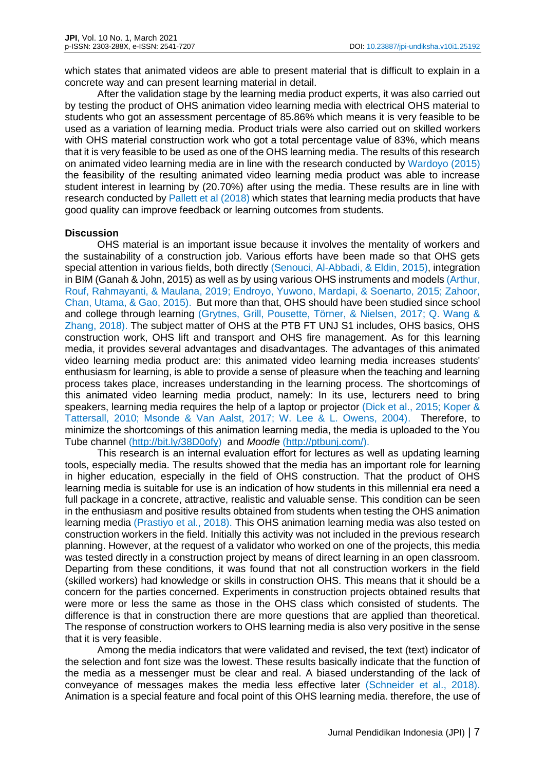which states that animated videos are able to present material that is difficult to explain in a concrete way and can present learning material in detail.

After the validation stage by the learning media product experts, it was also carried out by testing the product of OHS animation video learning media with electrical OHS material to students who got an assessment percentage of 85.86% which means it is very feasible to be used as a variation of learning media. Product trials were also carried out on skilled workers with OHS material construction work who got a total percentage value of 83%, which means that it is very feasible to be used as one of the OHS learning media. The results of this research on animated video learning media are in line with the research conducted by Wardoyo (2015) the feasibility of the resulting animated video learning media product was able to increase student interest in learning by (20.70%) after using the media. These results are in line with research conducted by Pallett et al (2018) which states that learning media products that have good quality can improve feedback or learning outcomes from students.

**Discussion**

OHS material is an important issue because it involves the mentality of workers and the sustainability of a construction job. Various efforts have been made so that OHS gets special attention in various fields, both directly (Senouci, Al-Abbadi, & Eldin, 2015), integration in BIM (Ganah & John, 2015) as well as by using various OHS instruments and models (Arthur, Rouf, Rahmayanti, & Maulana, 2019; Endroyo, Yuwono, Mardapi, & Soenarto, 2015; Zahoor, Chan, Utama, & Gao, 2015). But more than that, OHS should have been studied since school and college through learning (Grytnes, Grill, Pousette, Törner, & Nielsen, 2017; Q. Wang & Zhang, 2018). The subject matter of OHS at the PTB FT UNJ S1 includes, OHS basics, OHS construction work, OHS lift and transport and OHS fire management. As for this learning media, it provides several advantages and disadvantages. The advantages of this animated video learning media product are: this animated video learning media increases students' enthusiasm for learning, is able to provide a sense of pleasure when the teaching and learning process takes place, increases understanding in the learning process. The shortcomings of this animated video learning media product, namely: In its use, lecturers need to bring speakers, learning media requires the help of a laptop or projector (Dick et al., 2015; Koper & Tattersall, 2010; Msonde & Van Aalst, 2017; W. Lee & L. Owens, 2004). Therefore, to minimize the shortcomings of this animation learning media, the media is uploaded to the You Tube channel (http://bit.ly/38D0ofy) and *Moodle* (http://ptbunj.com/).

This research is an internal evaluation effort for lectures as well as updating learning tools, especially media. The results showed that the media has an important role for learning in higher education, especially in the field of OHS construction. That the product of OHS learning media is suitable for use is an indication of how students in this millennial era need a full package in a concrete, attractive, realistic and valuable sense. This condition can be seen in the enthusiasm and positive results obtained from students when testing the OHS animation learning media (Prastiyo et al., 2018). This OHS animation learning media was also tested on construction workers in the field. Initially this activity was not included in the previous research planning. However, at the request of a validator who worked on one of the projects, this media was tested directly in a construction project by means of direct learning in an open classroom. Departing from these conditions, it was found that not all construction workers in the field (skilled workers) had knowledge or skills in construction OHS. This means that it should be a concern for the parties concerned. Experiments in construction projects obtained results that were more or less the same as those in the OHS class which consisted of students. The difference is that in construction there are more questions that are applied than theoretical. The response of construction workers to OHS learning media is also very positive in the sense that it is very feasible.

Among the media indicators that were validated and revised, the text (text) indicator of the selection and font size was the lowest. These results basically indicate that the function of the media as a messenger must be clear and real. A biased understanding of the lack of conveyance of messages makes the media less effective later (Schneider et al., 2018). Animation is a special feature and focal point of this OHS learning media. therefore, the use of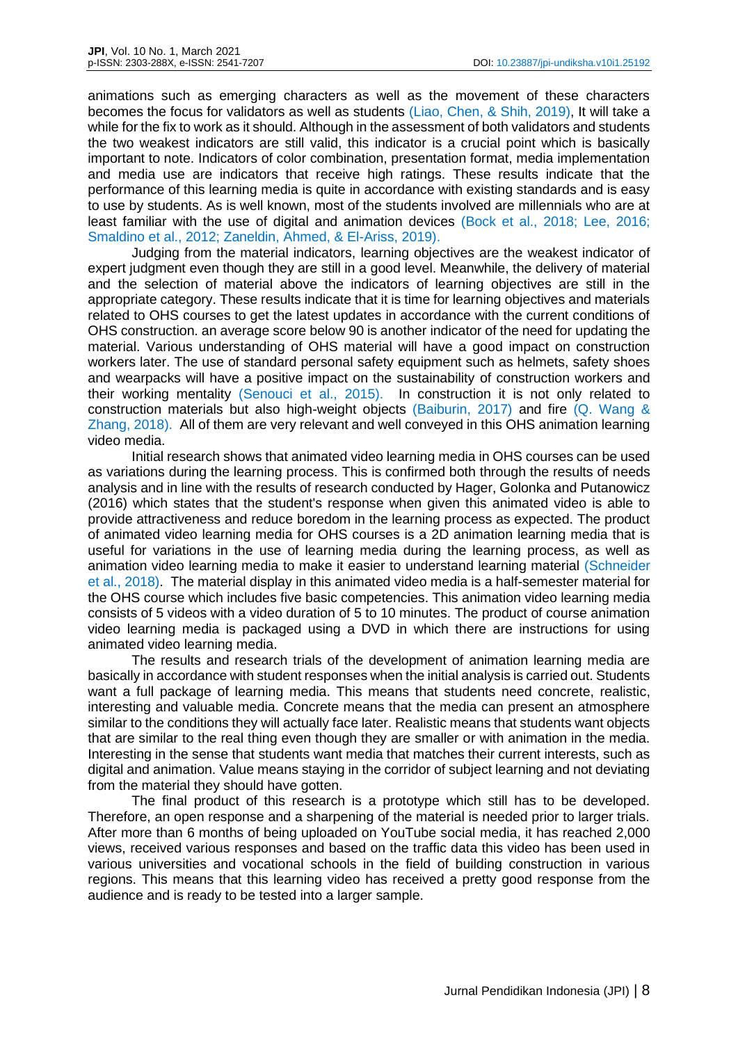animations such as emerging characters as well as the movement of these characters becomes the focus for validators as well as students (Liao, Chen, & Shih, 2019), It will take a while for the fix to work as it should. Although in the assessment of both validators and students the two weakest indicators are still valid, this indicator is a crucial point which is basically important to note. Indicators of color combination, presentation format, media implementation and media use are indicators that receive high ratings. These results indicate that the performance of this learning media is quite in accordance with existing standards and is easy to use by students. As is well known, most of the students involved are millennials who are at least familiar with the use of digital and animation devices (Bock et al., 2018; Lee, 2016; Smaldino et al., 2012; Zaneldin, Ahmed, & El-Ariss, 2019).

Judging from the material indicators, learning objectives are the weakest indicator of expert judgment even though they are still in a good level. Meanwhile, the delivery of material and the selection of material above the indicators of learning objectives are still in the appropriate category. These results indicate that it is time for learning objectives and materials related to OHS courses to get the latest updates in accordance with the current conditions of OHS construction. an average score below 90 is another indicator of the need for updating the material. Various understanding of OHS material will have a good impact on construction workers later. The use of standard personal safety equipment such as helmets, safety shoes and wearpacks will have a positive impact on the sustainability of construction workers and their working mentality (Senouci et al., 2015). In construction it is not only related to construction materials but also high-weight objects (Baiburin, 2017) and fire (Q. Wang & Zhang, 2018). All of them are very relevant and well conveyed in this OHS animation learning video media.

Initial research shows that animated video learning media in OHS courses can be used as variations during the learning process. This is confirmed both through the results of needs analysis and in line with the results of research conducted by Hager, Golonka and Putanowicz (2016) which states that the student's response when given this animated video is able to provide attractiveness and reduce boredom in the learning process as expected. The product of animated video learning media for OHS courses is a 2D animation learning media that is useful for variations in the use of learning media during the learning process, as well as animation video learning media to make it easier to understand learning material (Schneider et al., 2018). The material display in this animated video media is a half-semester material for the OHS course which includes five basic competencies. This animation video learning media consists of 5 videos with a video duration of 5 to 10 minutes. The product of course animation video learning media is packaged using a DVD in which there are instructions for using animated video learning media.

The results and research trials of the development of animation learning media are basically in accordance with student responses when the initial analysis is carried out. Students want a full package of learning media. This means that students need concrete, realistic, interesting and valuable media. Concrete means that the media can present an atmosphere similar to the conditions they will actually face later. Realistic means that students want objects that are similar to the real thing even though they are smaller or with animation in the media. Interesting in the sense that students want media that matches their current interests, such as digital and animation. Value means staying in the corridor of subject learning and not deviating from the material they should have gotten.

The final product of this research is a prototype which still has to be developed. Therefore, an open response and a sharpening of the material is needed prior to larger trials. After more than 6 months of being uploaded on YouTube social media, it has reached 2,000 views, received various responses and based on the traffic data this video has been used in various universities and vocational schools in the field of building construction in various regions. This means that this learning video has received a pretty good response from the audience and is ready to be tested into a larger sample.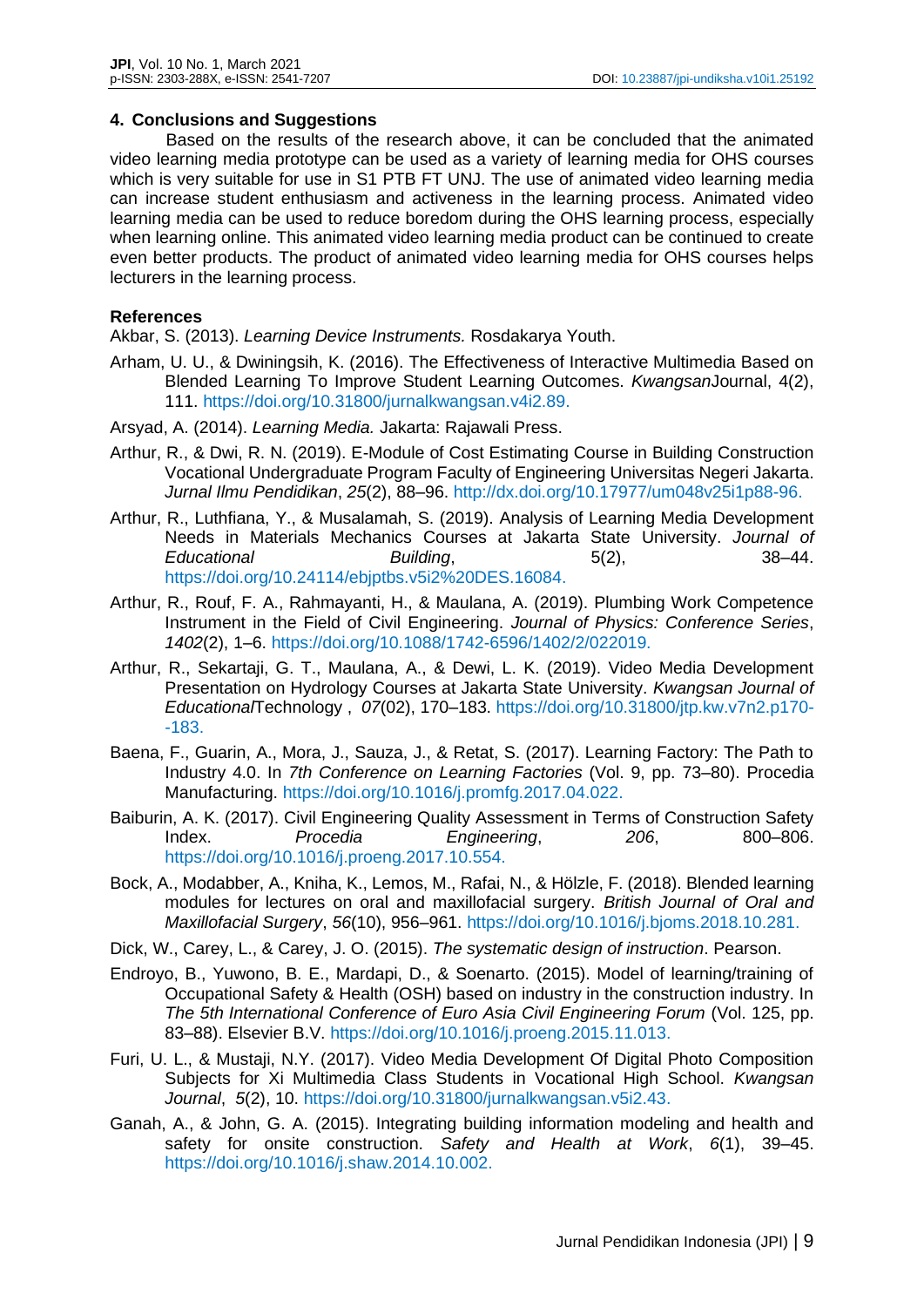## 4. Conclusions and Suggestions

Based on the results of the research above, it can be concluded that the animated video learning media prototype can be used as a variety of learning media for OHS courses which is very suitable for use in S1 PTB FT UNJ. The use of animated video learning media can increase student enthusiasm and activeness in the learning process. Animated video learning media can be used to reduce boredom during the OHS learning process, especially when learning online. This animated video learning media product can be continued to create even better products. The product of animated video learning media for OHS courses helps lecturers in the learning process.

## References

Akbar, S. (2013). *Learning Device Instruments.* Rosdakarya Youth.

Arham, U. U., & Dwiningsih, K. (2016). The Effectiveness of Interactive Multimedia Based on Blended Learning To Improve Student Learning Outcomes. *Kwangsan*Journal, 4(2), 111. https://doi.org/10.31800/jurnalkwangsan.v4i2.89.

Arsyad, A. (2014). *Learning Media.* Jakarta: Rajawali Press.

Arthur, R., & Dwi, R. N. (2019). E-Module of Cost Estimating Course in Building Construction Vocational Undergraduate Program Faculty of Engineering Universitas Negeri Jakarta. *Jurnal Ilmu Pendidikan*, *25*(2), 88–96. http://dx.doi.org/10.17977/um048v25i1p88-96.

Arthur, R., Luthfiana, Y., & Musalamah, S. (2019). Analysis of Learning Media Development Needs in Materials Mechanics Courses at Jakarta State University. *Journal of Educational Building*, 5(2), 38–44. https://doi.org/10.24114/ebjptbs.v5i2%20DES.16084.

Arthur, R., Rouf, F. A., Rahmayanti, H., & Maulana, A. (2019). Plumbing Work Competence Instrument in the Field of Civil Engineering. *Journal of Physics: Conference Series*, *1402*(2), 1–6. https://doi.org/10.1088/1742-6596/1402/2/022019.

Arthur, R., Sekartaji, G. T., Maulana, A., & Dewi, L. K. (2019). Video Media Development Presentation on Hydrology Courses at Jakarta State University. *Kwangsan Journal of Educational*Technology , *07*(02), 170–183. https://doi.org/10.31800/jtp.kw.v7n2.p170--183.

Baena, F., Guarin, A., Mora, J., Sauza, J., & Retat, S. (2017). Learning Factory: The Path to Industry 4.0. In *7th Conference on Learning Factories* (Vol. 9, pp. 73–80). Procedia Manufacturing. https://doi.org/10.1016/j.promfg.2017.04.022.

Baiburin, A. K. (2017). Civil Engineering Quality Assessment in Terms of Construction Safety Index. *Procedia Engineering*, *206*, 800–806. https://doi.org/10.1016/j.proeng.2017.10.554.

Bock, A., Modabber, A., Kniha, K., Lemos, M., Rafai, N., & Hölzle, F. (2018). Blended learning modules for lectures on oral and maxillofacial surgery. *British Journal of Oral and Maxillofacial Surgery*, *56*(10), 956–961. https://doi.org/10.1016/j.bjoms.2018.10.281.

Dick, W., Carey, L., & Carey, J. O. (2015). *The systematic design of instruction*. Pearson.

Endroyo, B., Yuwono, B. E., Mardapi, D., & Soenarto. (2015). Model of learning/training of Occupational Safety & Health (OSH) based on industry in the construction industry. In *The 5th International Conference of Euro Asia Civil Engineering Forum* (Vol. 125, pp. 83–88). Elsevier B.V. https://doi.org/10.1016/j.proeng.2015.11.013.

Furi, U. L., & Mustaji, N.Y. (2017). Video Media Development Of Digital Photo Composition Subjects for Xi Multimedia Class Students in Vocational High School. *Kwangsan Journal*, *5*(2), 10. https://doi.org/10.31800/jurnalkwangsan.v5i2.43.

Ganah, A., & John, G. A. (2015). Integrating building information modeling and health and safety for onsite construction. *Safety and Health at Work*, *6*(1), 39–45. https://doi.org/10.1016/j.shaw.2014.10.002.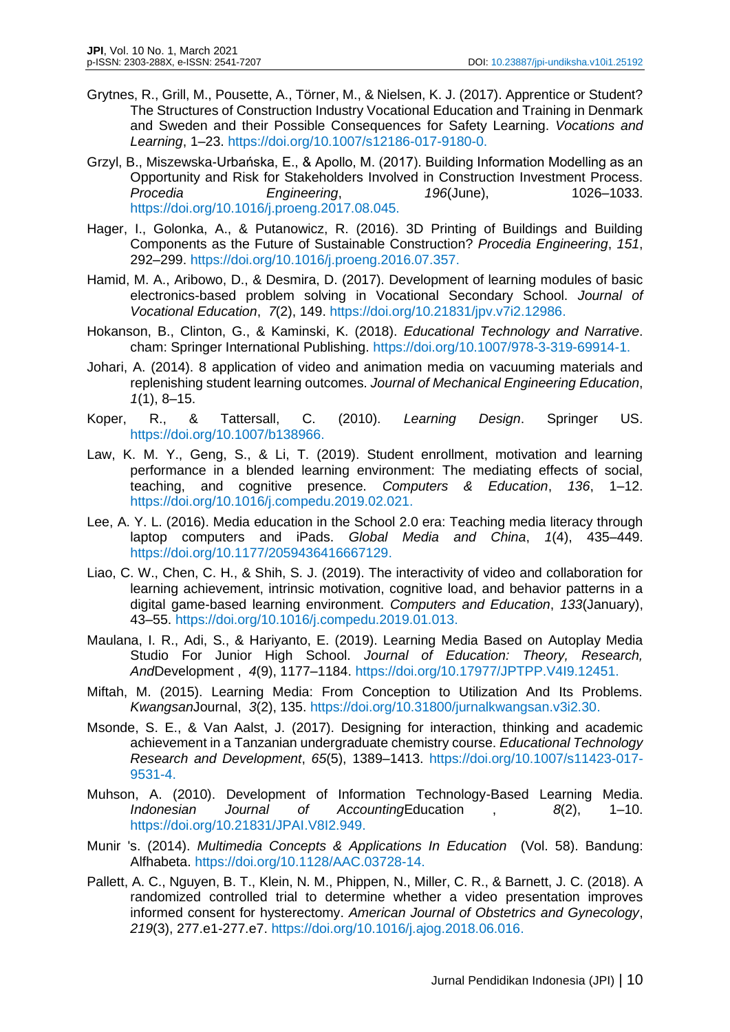Grytnes, R., Grill, M., Pousette, A., Törner, M., & Nielsen, K. J. (2017). Apprentice or Student? The Structures of Construction Industry Vocational Education and Training in Denmark and Sweden and their Possible Consequences for Safety Learning. *Vocations and Learning*, 1–23. https://doi.org/10.1007/s12186-017-9180-0.

Grzyl, B., Miszewska-Urbańska, E., & Apollo, M. (2017). Building Information Modelling as an Opportunity and Risk for Stakeholders Involved in Construction Investment Process. *Procedia Engineering*, *196*(June), 1026–1033. https://doi.org/10.1016/j.proeng.2017.08.045.

Hager, I., Golonka, A., & Putanowicz, R. (2016). 3D Printing of Buildings and Building Components as the Future of Sustainable Construction? *Procedia Engineering*, *151*, 292–299. https://doi.org/10.1016/j.proeng.2016.07.357.

Hamid, M. A., Aribowo, D., & Desmira, D. (2017). Development of learning modules of basic electronics-based problem solving in Vocational Secondary School. *Journal of Vocational Education*, *7*(2), 149. https://doi.org/10.21831/jpv.v7i2.12986.

Hokanson, B., Clinton, G., & Kaminski, K. (2018). *Educational Technology and Narrative*. cham: Springer International Publishing. https://doi.org/10.1007/978-3-319-69914-1.

Johari, A. (2014). 8 application of video and animation media on vacuuming materials and replenishing student learning outcomes. *Journal of Mechanical Engineering Education*, *1*(1), 8–15.

Koper, R., & Tattersall, C. (2010). *Learning Design*. Springer US. https://doi.org/10.1007/b138966.

Law, K. M. Y., Geng, S., & Li, T. (2019). Student enrollment, motivation and learning performance in a blended learning environment: The mediating effects of social, teaching, and cognitive presence. *Computers & Education*, *136*, 1–12. https://doi.org/10.1016/j.compedu.2019.02.021.

Lee, A. Y. L. (2016). Media education in the School 2.0 era: Teaching media literacy through laptop computers and iPads. *Global Media and China*, *1*(4), 435–449. https://doi.org/10.1177/2059436416667129.

Liao, C. W., Chen, C. H., & Shih, S. J. (2019). The interactivity of video and collaboration for learning achievement, intrinsic motivation, cognitive load, and behavior patterns in a digital game-based learning environment. *Computers and Education*, *133*(January), 43–55. https://doi.org/10.1016/j.compedu.2019.01.013.

Maulana, I. R., Adi, S., & Hariyanto, E. (2019). Learning Media Based on Autoplay Media Studio For Junior High School. *Journal of Education: Theory, Research, And*Development , *4*(9), 1177–1184. https://doi.org/10.17977/JPTPP.V4I9.12451.

Miftah, M. (2015). Learning Media: From Conception to Utilization And Its Problems. *Kwangsan*Journal, *3*(2), 135. https://doi.org/10.31800/jurnalkwangsan.v3i2.30.

Msonde, S. E., & Van Aalst, J. (2017). Designing for interaction, thinking and academic achievement in a Tanzanian undergraduate chemistry course. *Educational Technology Research and Development*, *65*(5), 1389–1413. https://doi.org/10.1007/s11423-017-9531-4.

Muhson, A. (2010). Development of Information Technology-Based Learning Media. *Indonesian Journal of Accounting*Education , *8*(2), 1–10. https://doi.org/10.21831/JPAI.V8I2.949.

Munir 's. (2014). *Multimedia Concepts & Applications In Education* (Vol. 58). Bandung: Alfhabeta. https://doi.org/10.1128/AAC.03728-14.

Pallett, A. C., Nguyen, B. T., Klein, N. M., Phippen, N., Miller, C. R., & Barnett, J. C. (2018). A randomized controlled trial to determine whether a video presentation improves informed consent for hysterectomy. *American Journal of Obstetrics and Gynecology*, *219*(3), 277.e1-277.e7. https://doi.org/10.1016/j.ajog.2018.06.016.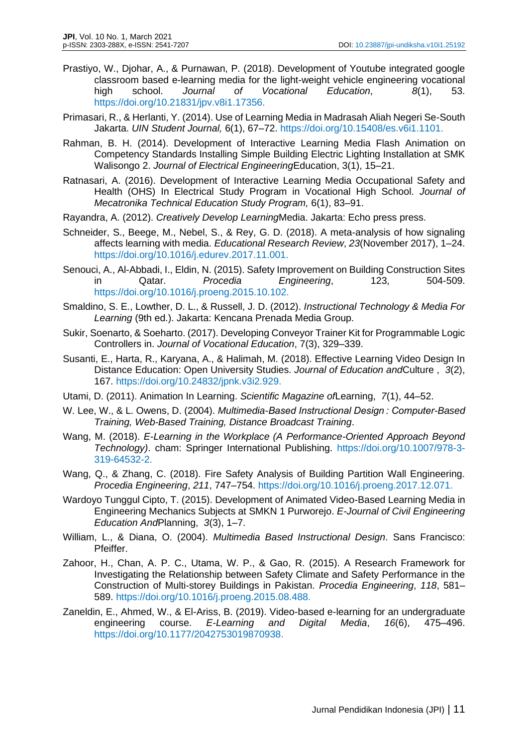Prastiyo, W., Djohar, A., & Purnawan, P. (2018). Development of Youtube integrated google classroom based e-learning media for the light-weight vehicle engineering vocational high school. *Journal of Vocational Education*, *8*(1), 53. https://doi.org/10.21831/jpv.v8i1.17356.

Primasari, R., & Herlanti, Y. (2014). Use of Learning Media in Madrasah Aliah Negeri Se-South Jakarta. *UIN Student Journal,* 6(1), 67–72. https://doi.org/10.15408/es.v6i1.1101.

Rahman, B. H. (2014). Development of Interactive Learning Media Flash Animation on Competency Standards Installing Simple Building Electric Lighting Installation at SMK Walisongo 2. *Journal of Electrical Engineering*Education, 3(1), 15–21.

Ratnasari, A. (2016). Development of Interactive Learning Media Occupational Safety and Health (OHS) In Electrical Study Program in Vocational High School. *Journal of Mecatronika Technical Education Study Program,* 6(1), 83–91.

Rayandra, A. (2012). *Creatively Develop Learning*Media. Jakarta: Echo press press.

Schneider, S., Beege, M., Nebel, S., & Rey, G. D. (2018). A meta-analysis of how signaling affects learning with media. *Educational Research Review*, *23*(November 2017), 1–24. https://doi.org/10.1016/j.edurev.2017.11.001.

Senouci, A., Al-Abbadi, I., Eldin, N. (2015). Safety Improvement on Building Construction Sites in Qatar. *Procedia Engineering*, 123, 504-509. https://doi.org/10.1016/j.proeng.2015.10.102.

Smaldino, S. E., Lowther, D. L., & Russell, J. D. (2012). *Instructional Technology & Media For Learning* (9th ed.). Jakarta: Kencana Prenada Media Group.

Sukir, Soenarto, & Soeharto. (2017). Developing Conveyor Trainer Kit for Programmable Logic Controllers in. *Journal of Vocational Education*, 7(3), 329–339.

Susanti, E., Harta, R., Karyana, A., & Halimah, M. (2018). Effective Learning Video Design In Distance Education: Open University Studies. *Journal of Education and*Culture , *3*(2), 167. https://doi.org/10.24832/jpnk.v3i2.929.

Utami, D. (2011). Animation In Learning. *Scientific Magazine of*Learning, *7*(1), 44–52.

W. Lee, W., & L. Owens, D. (2004). *Multimedia-Based Instructional Design : Computer-Based Training, Web-Based Training, Distance Broadcast Training*.

Wang, M. (2018). *E-Learning in the Workplace (A Performance-Oriented Approach Beyond Technology)*. cham: Springer International Publishing. https://doi.org/10.1007/978-3-319-64532-2.

Wang, Q., & Zhang, C. (2018). Fire Safety Analysis of Building Partition Wall Engineering. *Procedia Engineering*, *211*, 747–754. https://doi.org/10.1016/j.proeng.2017.12.071.

Wardoyo Tunggul Cipto, T. (2015). Development of Animated Video-Based Learning Media in Engineering Mechanics Subjects at SMKN 1 Purworejo. *E-Journal of Civil Engineering Education And*Planning, *3*(3), 1–7.

William, L., & Diana, O. (2004). *Multimedia Based Instructional Design*. Sans Francisco: Pfeiffer.

Zahoor, H., Chan, A. P. C., Utama, W. P., & Gao, R. (2015). A Research Framework for Investigating the Relationship between Safety Climate and Safety Performance in the Construction of Multi-storey Buildings in Pakistan. *Procedia Engineering*, *118*, 581–589. https://doi.org/10.1016/j.proeng.2015.08.488.

Zaneldin, E., Ahmed, W., & El-Ariss, B. (2019). Video-based e-learning for an undergraduate engineering course. *E-Learning and Digital Media*, *16*(6), 475–496. https://doi.org/10.1177/2042753019870938.